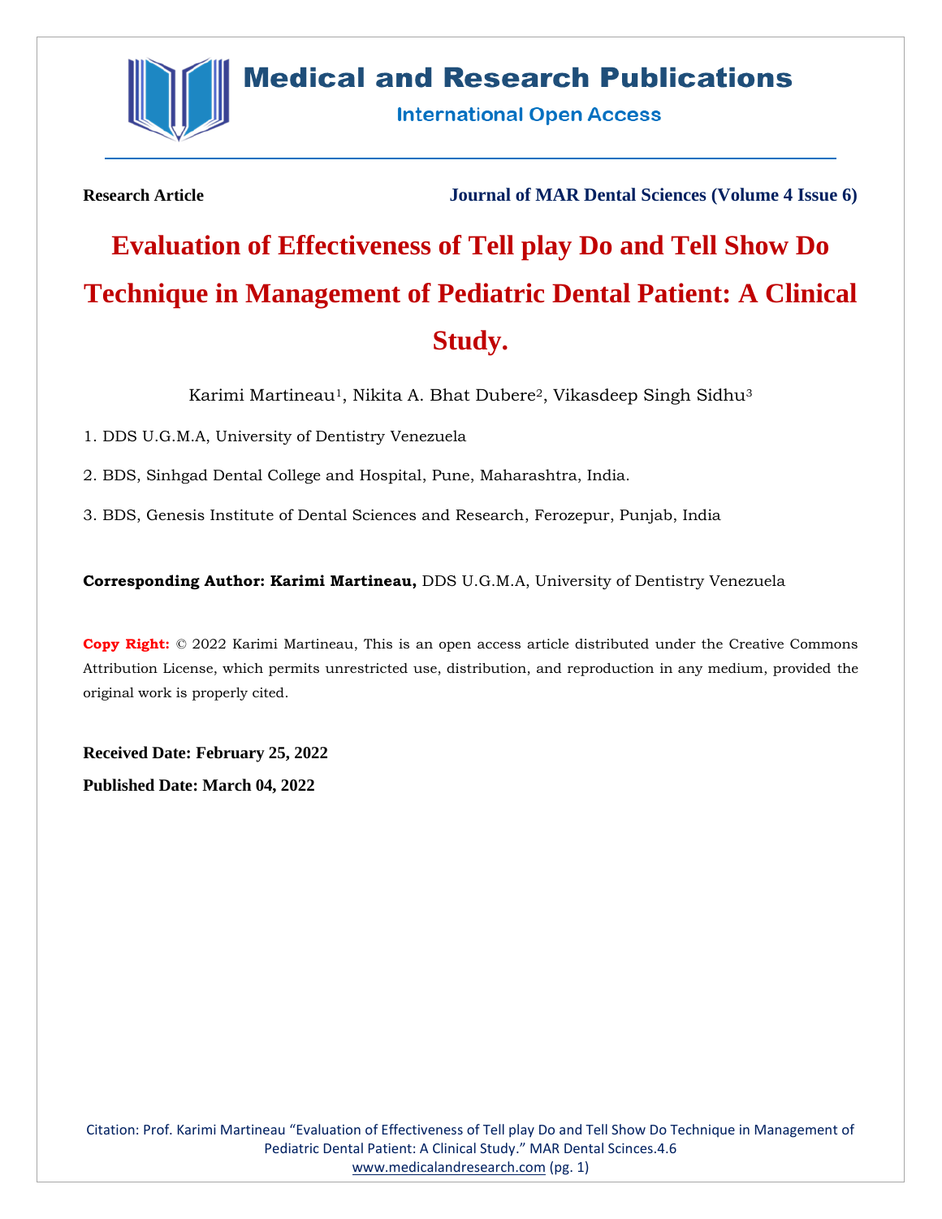Research Article

Journal of MAR Dental Sciences (Volume 4 Issue 6)

# Evaluation of Effectiveness of Tell play Do and Tell Show Do Technique in Management of Pediatric Dental Patient: A Clinical Study.

Karimi Martineau[1], Nikita A. Bhat Dubere[2], Vikasdeep Singh Sidhu[3]

1. DDS U.G.M.A, University of Dentistry Venezuela
2. BDS, Sinhgad Dental College and Hospital, Pune, Maharashtra, India.
3. BDS, Genesis Institute of Dental Sciences and Research, Ferozepur, Punjab, India

**Corresponding Author: Karimi Martineau,** DDS U.G.M.A, University of Dentistry Venezuela

**Copy Right:** © 2022 Karimi Martineau, This is an open access article distributed under the Creative Commons Attribution License, which permits unrestricted use, distribution, and reproduction in any medium, provided the original work is properly cited.

**Received Date: February 25, 2022**

**Published Date: March 04, 2022**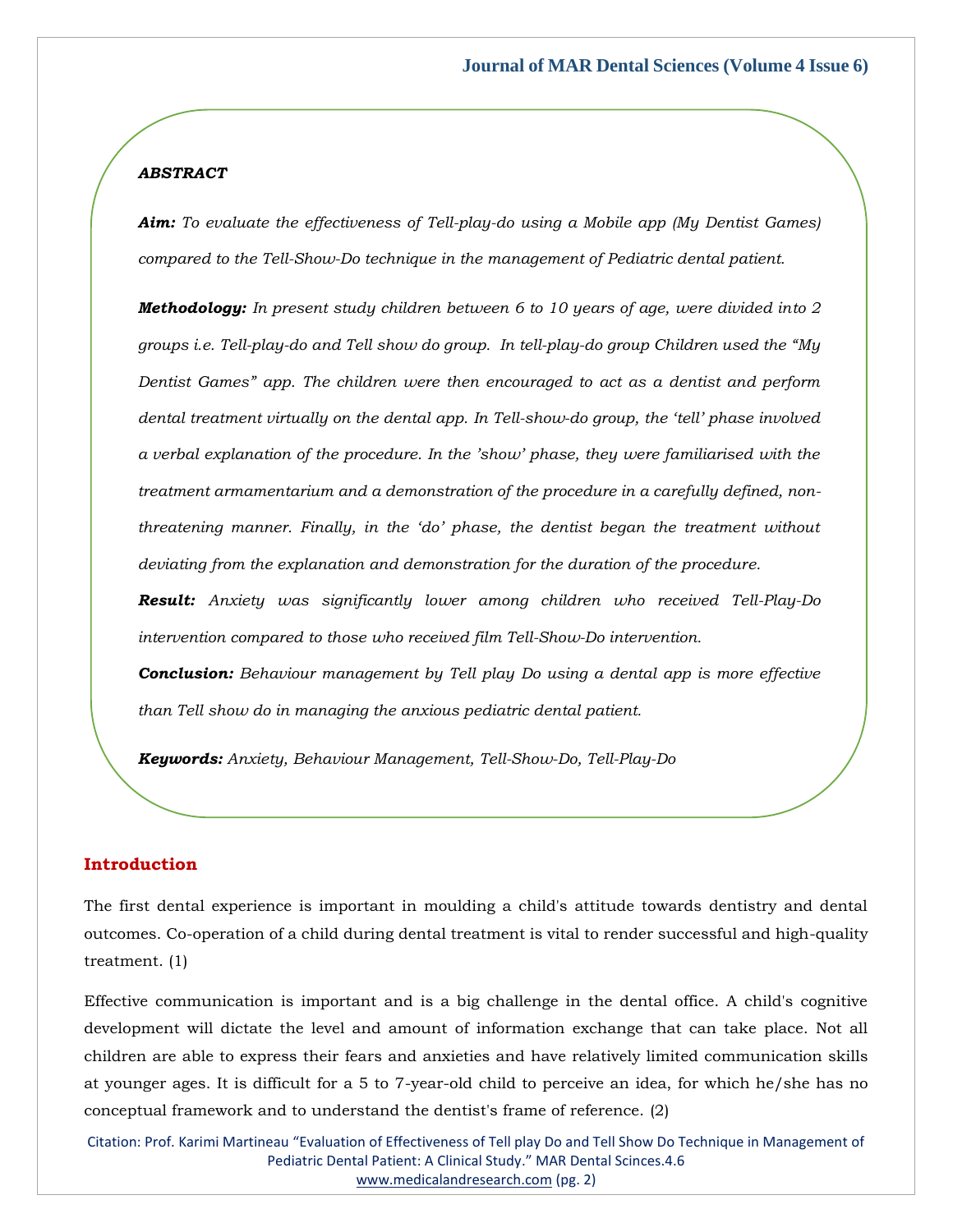***ABSTRACT***

***Aim:*** *To evaluate the effectiveness of Tell-play-do using a Mobile app (My Dentist Games) compared to the Tell-Show-Do technique in the management of Pediatric dental patient.*

***Methodology:*** *In present study children between 6 to 10 years of age, were divided into 2 groups i.e. Tell-play-do and Tell show do group. In tell-play-do group Children used the "My Dentist Games" app. The children were then encouraged to act as a dentist and perform dental treatment virtually on the dental app. In Tell-show-do group, the 'tell' phase involved a verbal explanation of the procedure. In the 'show' phase, they were familiarised with the treatment armamentarium and a demonstration of the procedure in a carefully defined, non-threatening manner. Finally, in the 'do' phase, the dentist began the treatment without deviating from the explanation and demonstration for the duration of the procedure.*

***Result:*** *Anxiety was significantly lower among children who received Tell-Play-Do intervention compared to those who received film Tell-Show-Do intervention.*

***Conclusion:*** *Behaviour management by Tell play Do using a dental app is more effective than Tell show do in managing the anxious pediatric dental patient.*

***Keywords:*** *Anxiety, Behaviour Management, Tell-Show-Do, Tell-Play-Do*

## Introduction

The first dental experience is important in moulding a child's attitude towards dentistry and dental outcomes. Co-operation of a child during dental treatment is vital to render successful and high-quality treatment. (1)

Effective communication is important and is a big challenge in the dental office. A child's cognitive development will dictate the level and amount of information exchange that can take place. Not all children are able to express their fears and anxieties and have relatively limited communication skills at younger ages. It is difficult for a 5 to 7-year-old child to perceive an idea, for which he/she has no conceptual framework and to understand the dentist's frame of reference. (2)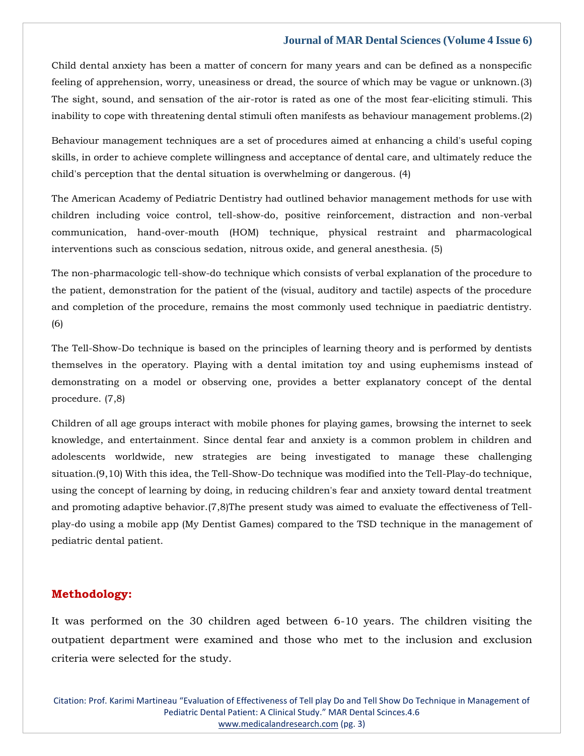Child dental anxiety has been a matter of concern for many years and can be defined as a nonspecific feeling of apprehension, worry, uneasiness or dread, the source of which may be vague or unknown.(3) The sight, sound, and sensation of the air-rotor is rated as one of the most fear-eliciting stimuli. This inability to cope with threatening dental stimuli often manifests as behaviour management problems.(2)

Behaviour management techniques are a set of procedures aimed at enhancing a child's useful coping skills, in order to achieve complete willingness and acceptance of dental care, and ultimately reduce the child's perception that the dental situation is overwhelming or dangerous. (4)

The American Academy of Pediatric Dentistry had outlined behavior management methods for use with children including voice control, tell-show-do, positive reinforcement, distraction and non-verbal communication, hand-over-mouth (HOM) technique, physical restraint and pharmacological interventions such as conscious sedation, nitrous oxide, and general anesthesia. (5)

The non-pharmacologic tell-show-do technique which consists of verbal explanation of the procedure to the patient, demonstration for the patient of the (visual, auditory and tactile) aspects of the procedure and completion of the procedure, remains the most commonly used technique in paediatric dentistry. (6)

The Tell-Show-Do technique is based on the principles of learning theory and is performed by dentists themselves in the operatory. Playing with a dental imitation toy and using euphemisms instead of demonstrating on a model or observing one, provides a better explanatory concept of the dental procedure. (7,8)

Children of all age groups interact with mobile phones for playing games, browsing the internet to seek knowledge, and entertainment. Since dental fear and anxiety is a common problem in children and adolescents worldwide, new strategies are being investigated to manage these challenging situation.(9,10) With this idea, the Tell-Show-Do technique was modified into the Tell-Play-do technique, using the concept of learning by doing, in reducing children's fear and anxiety toward dental treatment and promoting adaptive behavior.(7,8)The present study was aimed to evaluate the effectiveness of Tell-play-do using a mobile app (My Dentist Games) compared to the TSD technique in the management of pediatric dental patient.

## Methodology:

It was performed on the 30 children aged between 6-10 years. The children visiting the outpatient department were examined and those who met to the inclusion and exclusion criteria were selected for the study.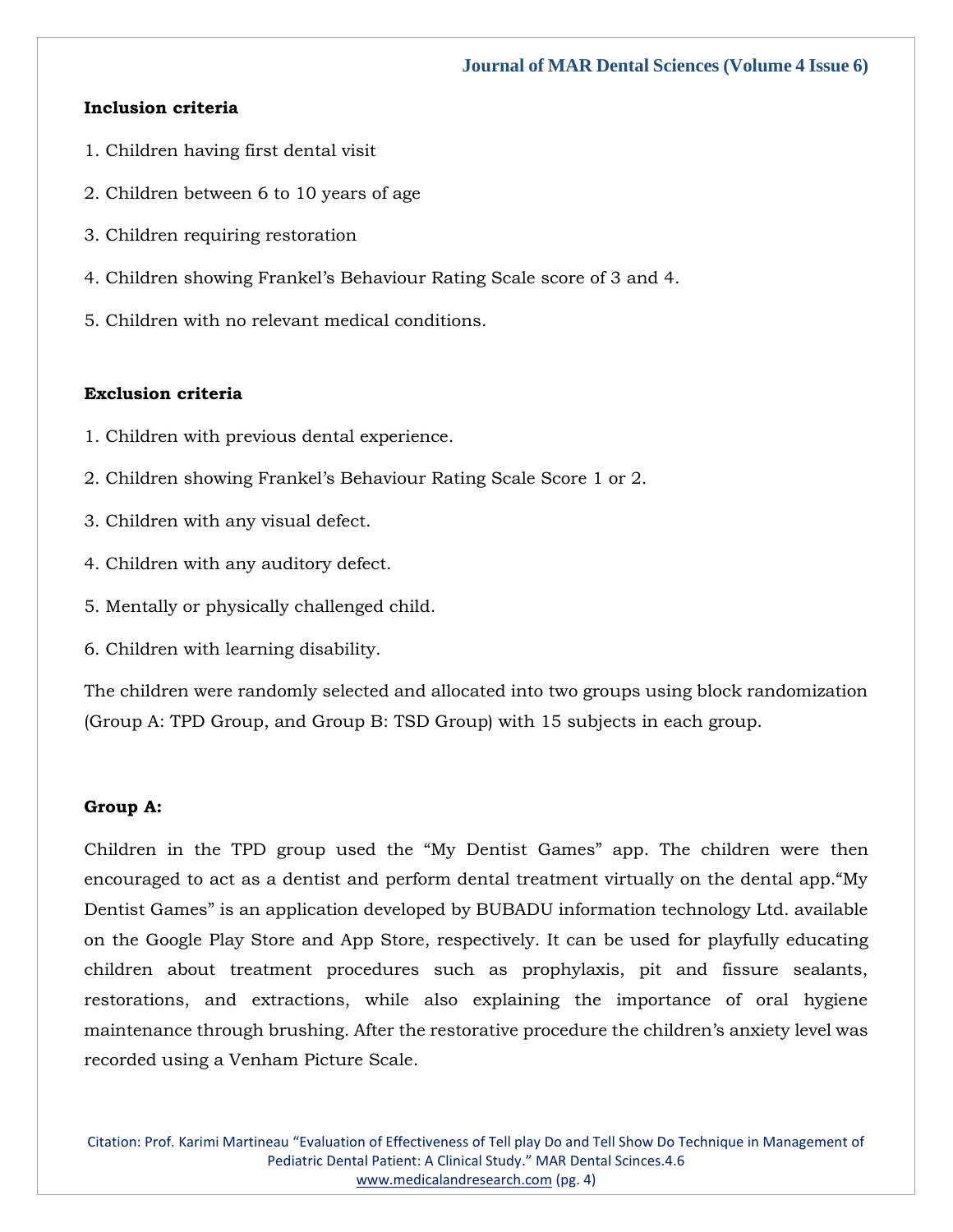**Inclusion criteria**

1. Children having first dental visit
2. Children between 6 to 10 years of age
3. Children requiring restoration
4. Children showing Frankel's Behaviour Rating Scale score of 3 and 4.
5. Children with no relevant medical conditions.

**Exclusion criteria**

1. Children with previous dental experience.
2. Children showing Frankel's Behaviour Rating Scale Score 1 or 2.
3. Children with any visual defect.
4. Children with any auditory defect.
5. Mentally or physically challenged child.
6. Children with learning disability.

The children were randomly selected and allocated into two groups using block randomization (Group A: TPD Group, and Group B: TSD Group) with 15 subjects in each group.

**Group A:**

Children in the TPD group used the "My Dentist Games" app. The children were then encouraged to act as a dentist and perform dental treatment virtually on the dental app."My Dentist Games" is an application developed by BUBADU information technology Ltd. available on the Google Play Store and App Store, respectively. It can be used for playfully educating children about treatment procedures such as prophylaxis, pit and fissure sealants, restorations, and extractions, while also explaining the importance of oral hygiene maintenance through brushing. After the restorative procedure the children's anxiety level was recorded using a Venham Picture Scale.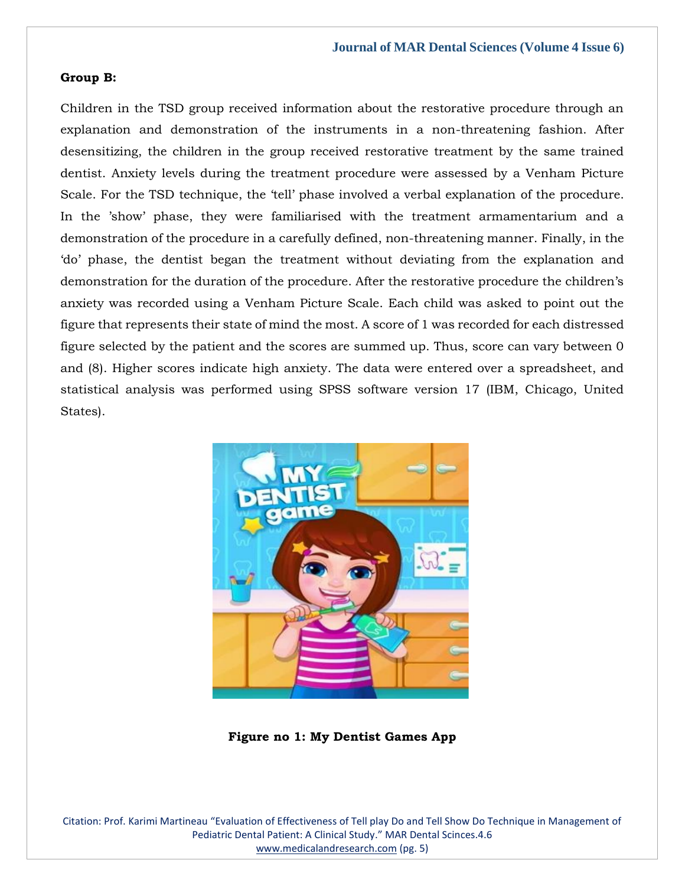**Group B:**

Children in the TSD group received information about the restorative procedure through an explanation and demonstration of the instruments in a non-threatening fashion. After desensitizing, the children in the group received restorative treatment by the same trained dentist. Anxiety levels during the treatment procedure were assessed by a Venham Picture Scale. For the TSD technique, the 'tell' phase involved a verbal explanation of the procedure. In the 'show' phase, they were familiarised with the treatment armamentarium and a demonstration of the procedure in a carefully defined, non-threatening manner. Finally, in the 'do' phase, the dentist began the treatment without deviating from the explanation and demonstration for the duration of the procedure. After the restorative procedure the children's anxiety was recorded using a Venham Picture Scale. Each child was asked to point out the figure that represents their state of mind the most. A score of 1 was recorded for each distressed figure selected by the patient and the scores are summed up. Thus, score can vary between 0 and (8). Higher scores indicate high anxiety. The data were entered over a spreadsheet, and statistical analysis was performed using SPSS software version 17 (IBM, Chicago, United States).

**Figure no 1: My Dentist Games App**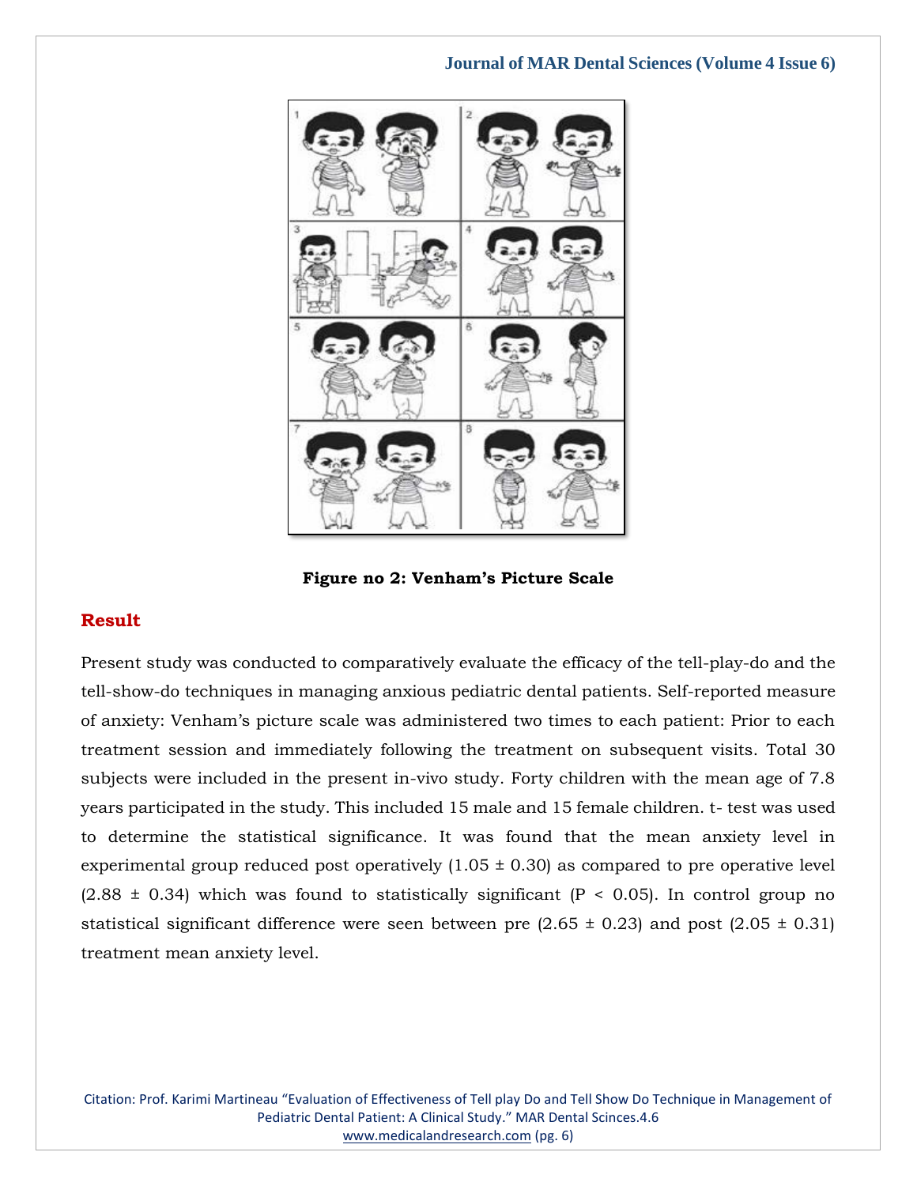Figure no 2: Venham's Picture Scale

## Result

Present study was conducted to comparatively evaluate the efficacy of the tell-play-do and the tell-show-do techniques in managing anxious pediatric dental patients. Self-reported measure of anxiety: Venham's picture scale was administered two times to each patient: Prior to each treatment session and immediately following the treatment on subsequent visits. Total 30 subjects were included in the present in-vivo study. Forty children with the mean age of 7.8 years participated in the study. This included 15 male and 15 female children. t- test was used to determine the statistical significance. It was found that the mean anxiety level in experimental group reduced post operatively (1.05 ± 0.30) as compared to pre operative level (2.88 ± 0.34) which was found to statistically significant ($P < 0.05$). In control group no statistical significant difference were seen between pre (2.65 ± 0.23) and post (2.05 ± 0.31) treatment mean anxiety level.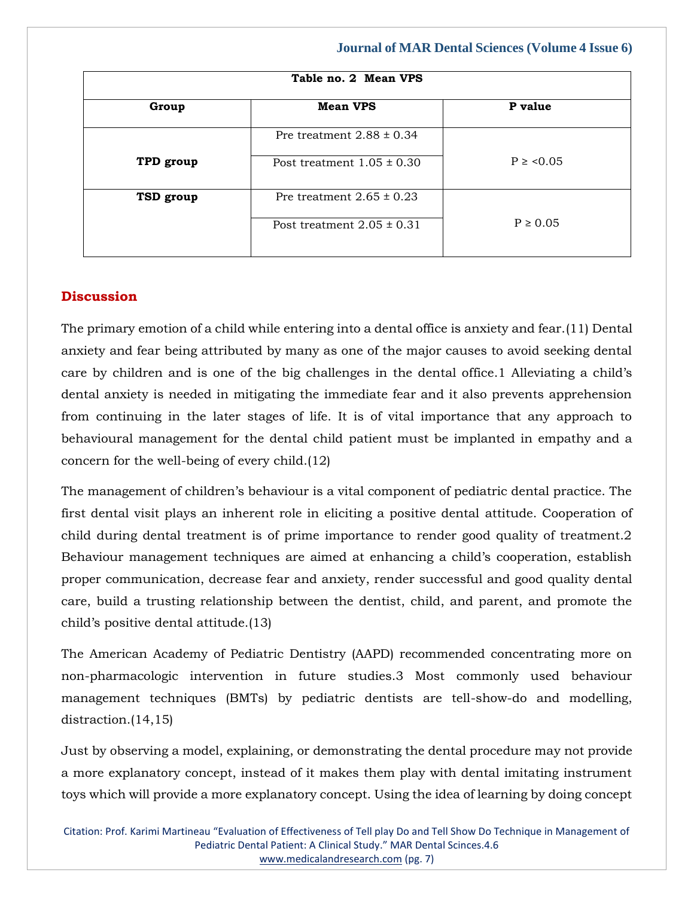| Table no. 2 Mean VPS | | |
|---|---|---|
| **Group** | **Mean VPS** | **P value** |
| **TPD group** | Pre treatment 2.88 ± 0.34 | P ≥ <0.05 |
| | Post treatment 1.05 ± 0.30 | |
| **TSD group** | Pre treatment 2.65 ± 0.23 | P ≥ 0.05 |
| | Post treatment 2.05 ± 0.31 | |

## Discussion

The primary emotion of a child while entering into a dental office is anxiety and fear.(11) Dental anxiety and fear being attributed by many as one of the major causes to avoid seeking dental care by children and is one of the big challenges in the dental office.1 Alleviating a child's dental anxiety is needed in mitigating the immediate fear and it also prevents apprehension from continuing in the later stages of life. It is of vital importance that any approach to behavioural management for the dental child patient must be implanted in empathy and a concern for the well-being of every child.(12)

The management of children's behaviour is a vital component of pediatric dental practice. The first dental visit plays an inherent role in eliciting a positive dental attitude. Cooperation of child during dental treatment is of prime importance to render good quality of treatment.2 Behaviour management techniques are aimed at enhancing a child's cooperation, establish proper communication, decrease fear and anxiety, render successful and good quality dental care, build a trusting relationship between the dentist, child, and parent, and promote the child's positive dental attitude.(13)

The American Academy of Pediatric Dentistry (AAPD) recommended concentrating more on non-pharmacologic intervention in future studies.3 Most commonly used behaviour management techniques (BMTs) by pediatric dentists are tell-show-do and modelling, distraction.(14,15)

Just by observing a model, explaining, or demonstrating the dental procedure may not provide a more explanatory concept, instead of it makes them play with dental imitating instrument toys which will provide a more explanatory concept. Using the idea of learning by doing concept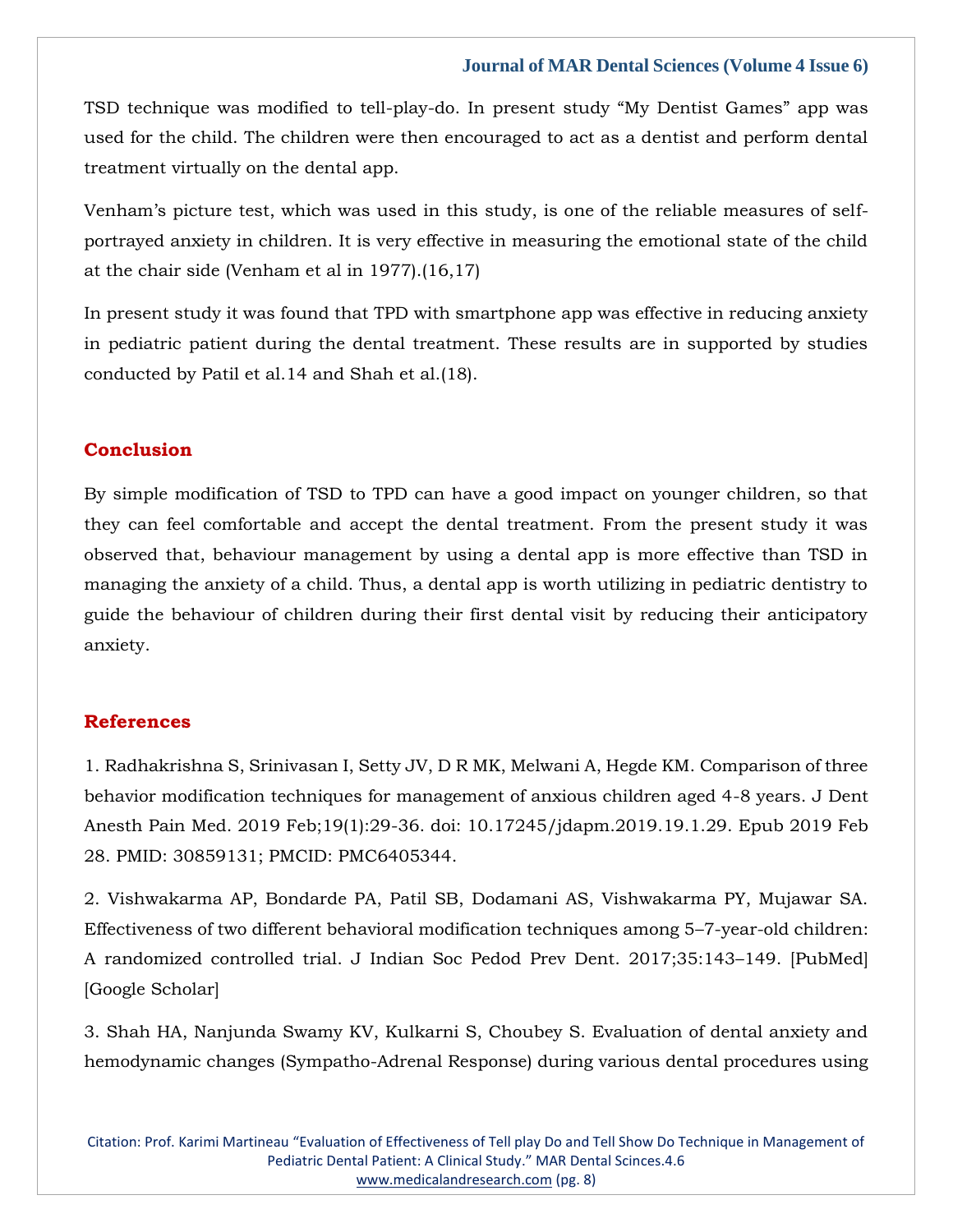TSD technique was modified to tell-play-do. In present study "My Dentist Games" app was used for the child. The children were then encouraged to act as a dentist and perform dental treatment virtually on the dental app.

Venham's picture test, which was used in this study, is one of the reliable measures of self-portrayed anxiety in children. It is very effective in measuring the emotional state of the child at the chair side (Venham et al in 1977).(16,17)

In present study it was found that TPD with smartphone app was effective in reducing anxiety in pediatric patient during the dental treatment. These results are in supported by studies conducted by Patil et al.14 and Shah et al.(18).

## Conclusion

By simple modification of TSD to TPD can have a good impact on younger children, so that they can feel comfortable and accept the dental treatment. From the present study it was observed that, behaviour management by using a dental app is more effective than TSD in managing the anxiety of a child. Thus, a dental app is worth utilizing in pediatric dentistry to guide the behaviour of children during their first dental visit by reducing their anticipatory anxiety.

## References

1. Radhakrishna S, Srinivasan I, Setty JV, D R MK, Melwani A, Hegde KM. Comparison of three behavior modification techniques for management of anxious children aged 4-8 years. J Dent Anesth Pain Med. 2019 Feb;19(1):29-36. doi: 10.17245/jdapm.2019.19.1.29. Epub 2019 Feb 28. PMID: 30859131; PMCID: PMC6405344.

2. Vishwakarma AP, Bondarde PA, Patil SB, Dodamani AS, Vishwakarma PY, Mujawar SA. Effectiveness of two different behavioral modification techniques among 5–7-year-old children: A randomized controlled trial. J Indian Soc Pedod Prev Dent. 2017;35:143–149. [PubMed] [Google Scholar]

3. Shah HA, Nanjunda Swamy KV, Kulkarni S, Choubey S. Evaluation of dental anxiety and hemodynamic changes (Sympatho-Adrenal Response) during various dental procedures using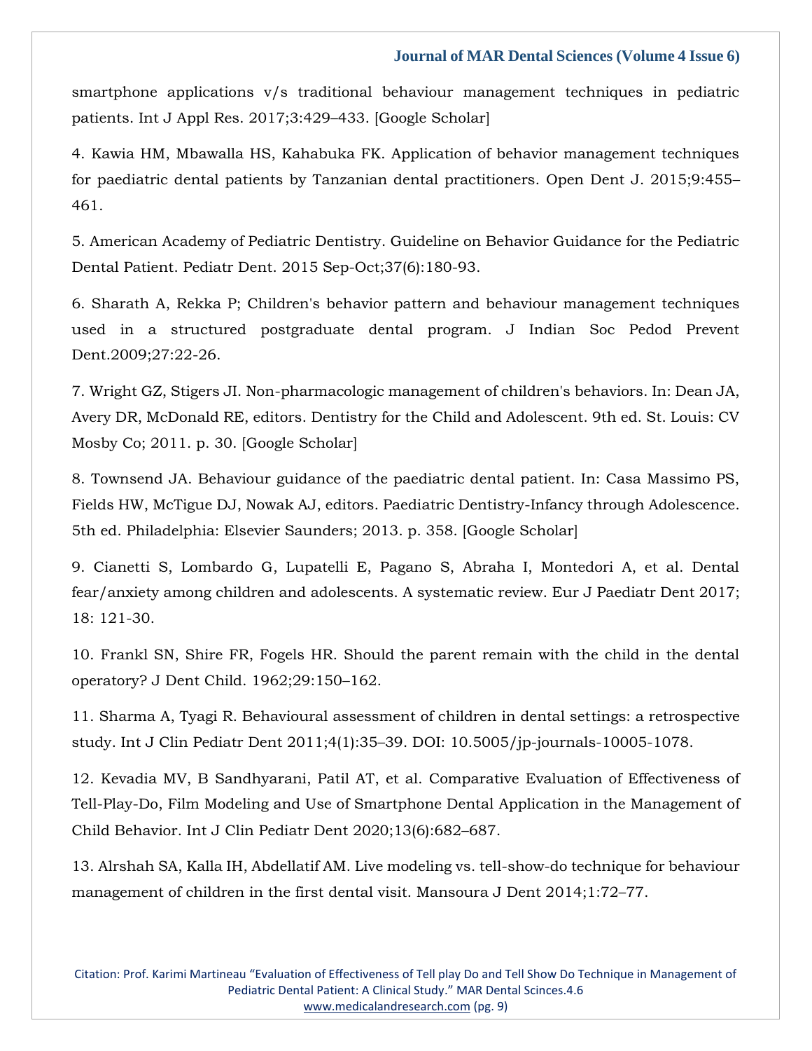smartphone applications v/s traditional behaviour management techniques in pediatric patients. Int J Appl Res. 2017;3:429–433. [Google Scholar]

4. Kawia HM, Mbawalla HS, Kahabuka FK. Application of behavior management techniques for paediatric dental patients by Tanzanian dental practitioners. Open Dent J. 2015;9:455–461.

5. American Academy of Pediatric Dentistry. Guideline on Behavior Guidance for the Pediatric Dental Patient. Pediatr Dent. 2015 Sep-Oct;37(6):180-93.

6. Sharath A, Rekka P; Children's behavior pattern and behaviour management techniques used in a structured postgraduate dental program. J Indian Soc Pedod Prevent Dent.2009;27:22-26.

7. Wright GZ, Stigers JI. Non-pharmacologic management of children's behaviors. In: Dean JA, Avery DR, McDonald RE, editors. Dentistry for the Child and Adolescent. 9th ed. St. Louis: CV Mosby Co; 2011. p. 30. [Google Scholar]

8. Townsend JA. Behaviour guidance of the paediatric dental patient. In: Casa Massimo PS, Fields HW, McTigue DJ, Nowak AJ, editors. Paediatric Dentistry-Infancy through Adolescence. 5th ed. Philadelphia: Elsevier Saunders; 2013. p. 358. [Google Scholar]

9. Cianetti S, Lombardo G, Lupatelli E, Pagano S, Abraha I, Montedori A, et al. Dental fear/anxiety among children and adolescents. A systematic review. Eur J Paediatr Dent 2017; 18: 121-30.

10. Frankl SN, Shire FR, Fogels HR. Should the parent remain with the child in the dental operatory? J Dent Child. 1962;29:150–162.

11. Sharma A, Tyagi R. Behavioural assessment of children in dental settings: a retrospective study. Int J Clin Pediatr Dent 2011;4(1):35–39. DOI: 10.5005/jp-journals-10005-1078.

12. Kevadia MV, B Sandhyarani, Patil AT, et al. Comparative Evaluation of Effectiveness of Tell-Play-Do, Film Modeling and Use of Smartphone Dental Application in the Management of Child Behavior. Int J Clin Pediatr Dent 2020;13(6):682–687.

13. Alrshah SA, Kalla IH, Abdellatif AM. Live modeling vs. tell-show-do technique for behaviour management of children in the first dental visit. Mansoura J Dent 2014;1:72–77.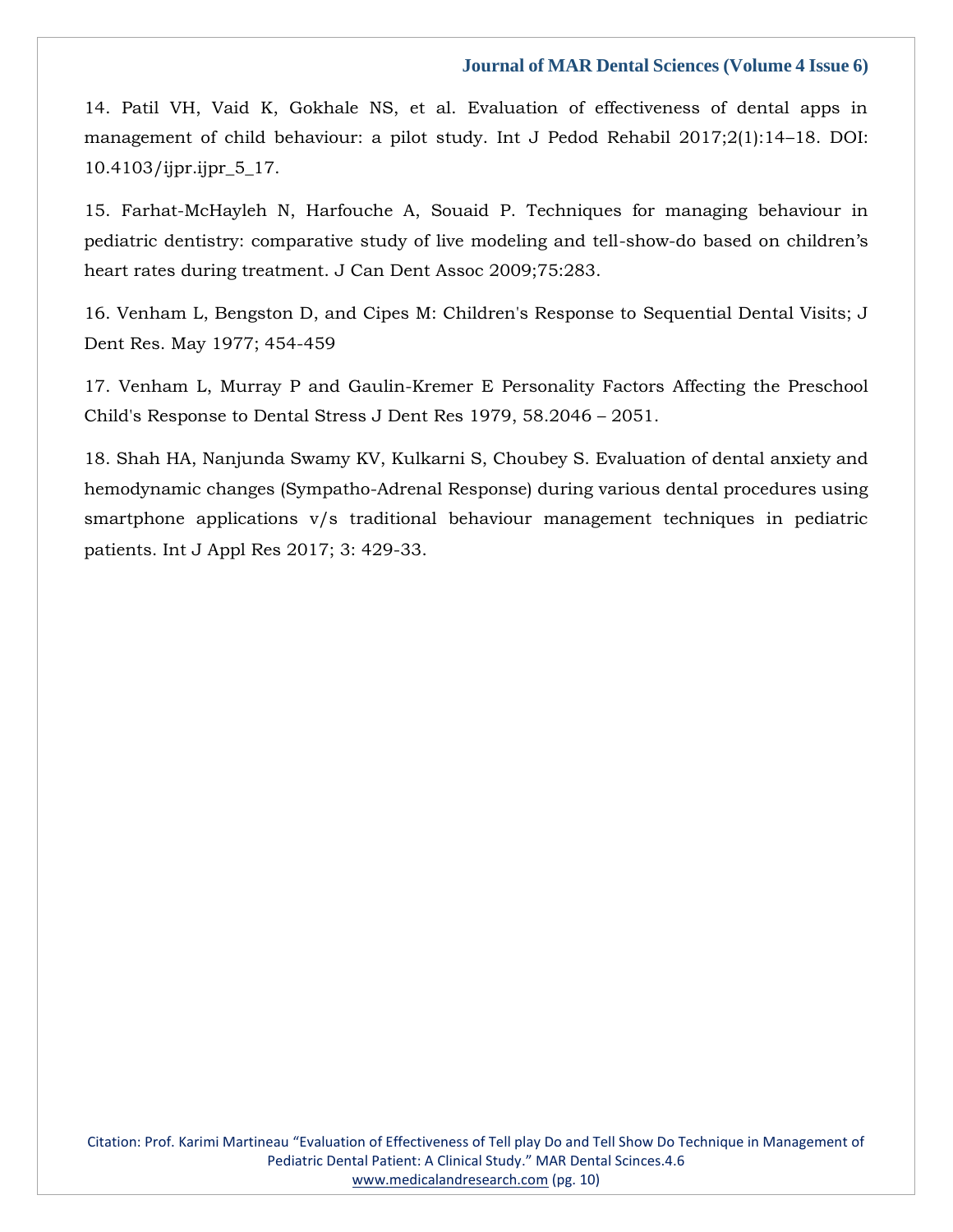14. Patil VH, Vaid K, Gokhale NS, et al. Evaluation of effectiveness of dental apps in management of child behaviour: a pilot study. Int J Pedod Rehabil 2017;2(1):14–18. DOI: 10.4103/ijpr.ijpr_5_17.

15. Farhat-McHayleh N, Harfouche A, Souaid P. Techniques for managing behaviour in pediatric dentistry: comparative study of live modeling and tell-show-do based on children's heart rates during treatment. J Can Dent Assoc 2009;75:283.

16. Venham L, Bengston D, and Cipes M: Children's Response to Sequential Dental Visits; J Dent Res. May 1977; 454-459

17. Venham L, Murray P and Gaulin-Kremer E Personality Factors Affecting the Preschool Child's Response to Dental Stress J Dent Res 1979, 58.2046 – 2051.

18. Shah HA, Nanjunda Swamy KV, Kulkarni S, Choubey S. Evaluation of dental anxiety and hemodynamic changes (Sympatho-Adrenal Response) during various dental procedures using smartphone applications v/s traditional behaviour management techniques in pediatric patients. Int J Appl Res 2017; 3: 429-33.